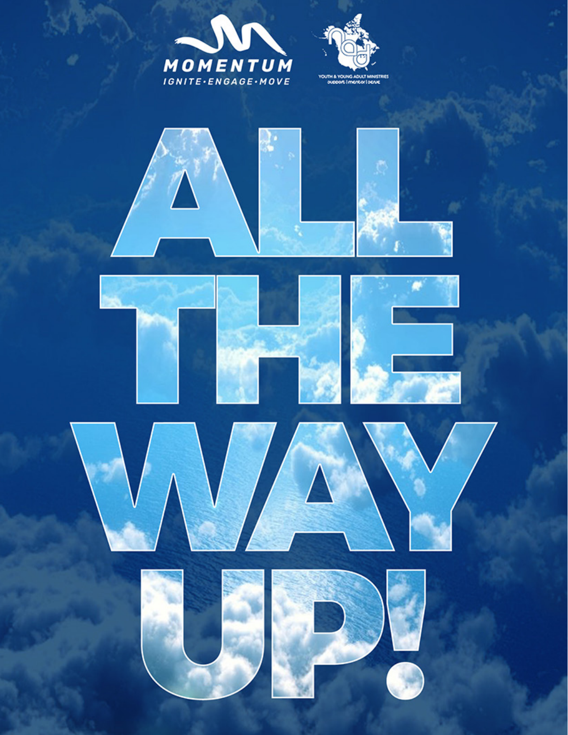MOMENTUM

IGNITE·ENGAGE·MOVE

YOUTH & YOUNG ADULT MINISTRIES

support | mentor | serve

# ALL THE WAY UP!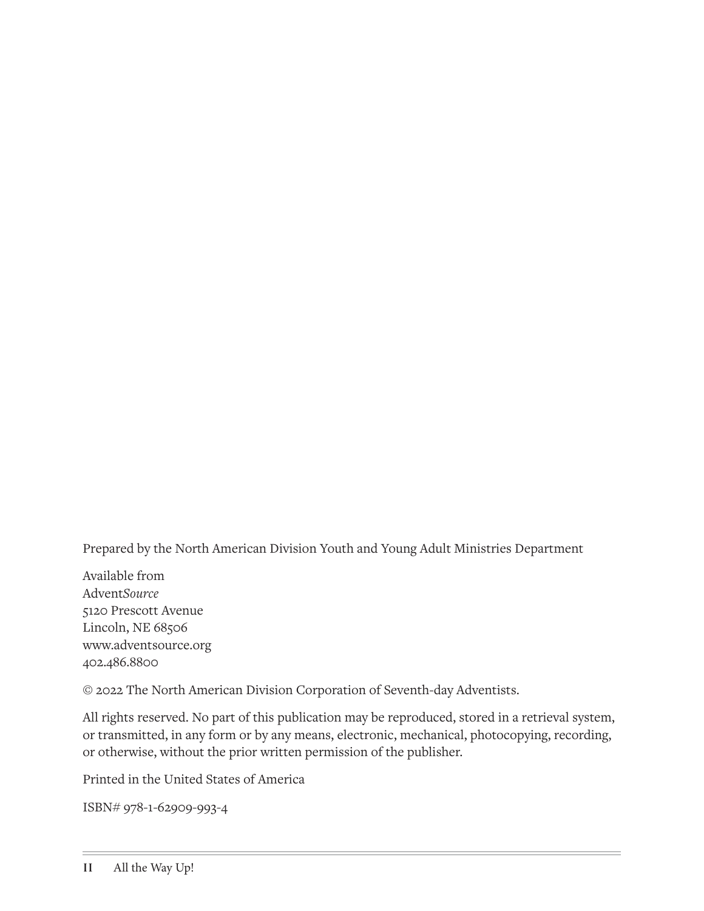Prepared by the North American Division Youth and Young Adult Ministries Department

Available from  
Advent*Source*  
5120 Prescott Avenue  
Lincoln, NE 68506  
www.adventsource.org  
402.486.8800

© 2022 The North American Division Corporation of Seventh-day Adventists.

All rights reserved. No part of this publication may be reproduced, stored in a retrieval system, or transmitted, in any form or by any means, electronic, mechanical, photocopying, recording, or otherwise, without the prior written permission of the publisher.

Printed in the United States of America

ISBN# 978-1-62909-993-4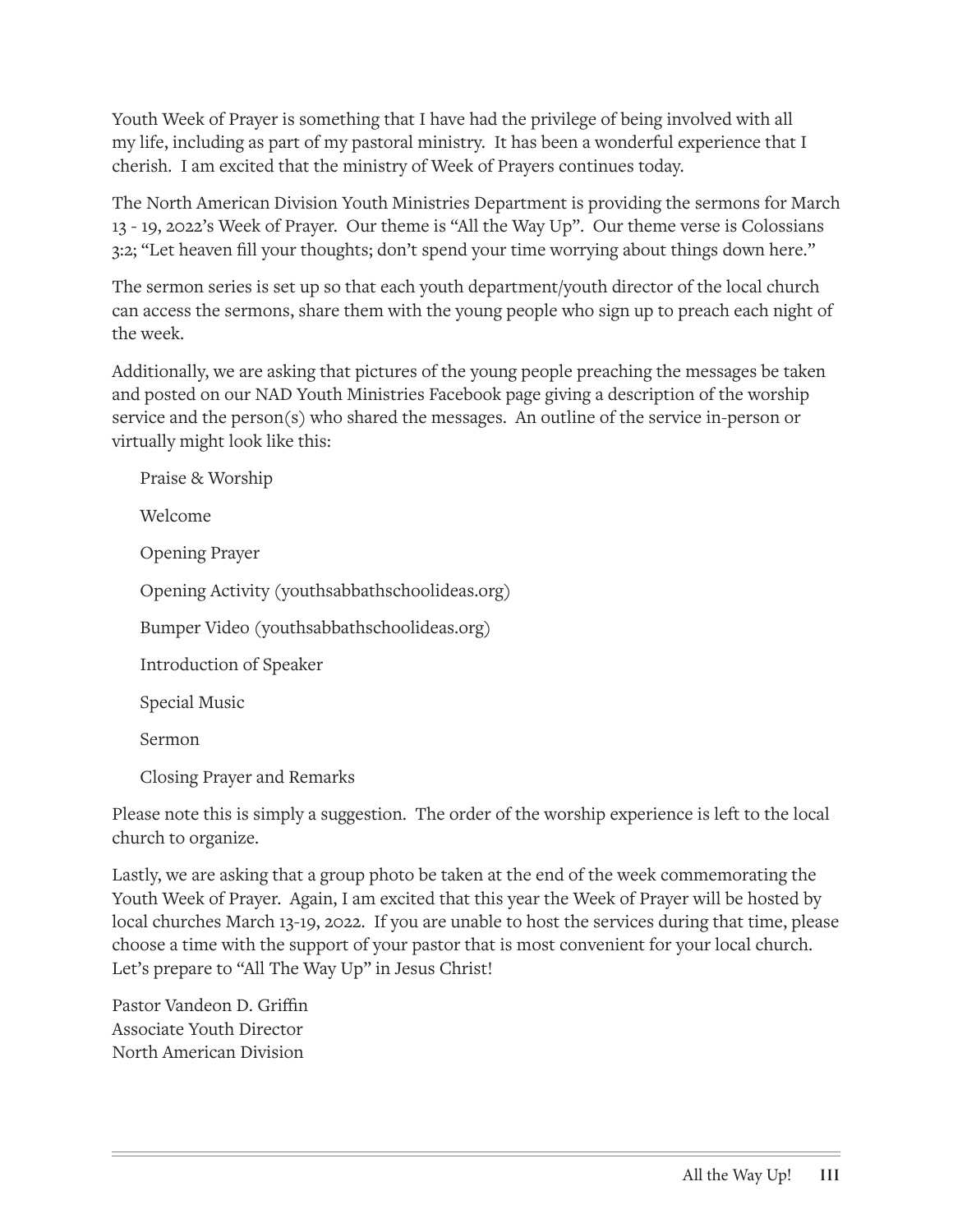Youth Week of Prayer is something that I have had the privilege of being involved with all my life, including as part of my pastoral ministry. It has been a wonderful experience that I cherish. I am excited that the ministry of Week of Prayers continues today.

The North American Division Youth Ministries Department is providing the sermons for March 13 - 19, 2022's Week of Prayer. Our theme is "All the Way Up". Our theme verse is Colossians 3:2; "Let heaven fill your thoughts; don't spend your time worrying about things down here."

The sermon series is set up so that each youth department/youth director of the local church can access the sermons, share them with the young people who sign up to preach each night of the week.

Additionally, we are asking that pictures of the young people preaching the messages be taken and posted on our NAD Youth Ministries Facebook page giving a description of the worship service and the person(s) who shared the messages. An outline of the service in-person or virtually might look like this:

Praise & Worship

Welcome

Opening Prayer

Opening Activity (youthsabbathschoolideas.org)

Bumper Video (youthsabbathschoolideas.org)

Introduction of Speaker

Special Music

Sermon

Closing Prayer and Remarks

Please note this is simply a suggestion. The order of the worship experience is left to the local church to organize.

Lastly, we are asking that a group photo be taken at the end of the week commemorating the Youth Week of Prayer. Again, I am excited that this year the Week of Prayer will be hosted by local churches March 13-19, 2022. If you are unable to host the services during that time, please choose a time with the support of your pastor that is most convenient for your local church. Let's prepare to "All The Way Up" in Jesus Christ!

Pastor Vandeon D. Griffin  
Associate Youth Director  
North American Division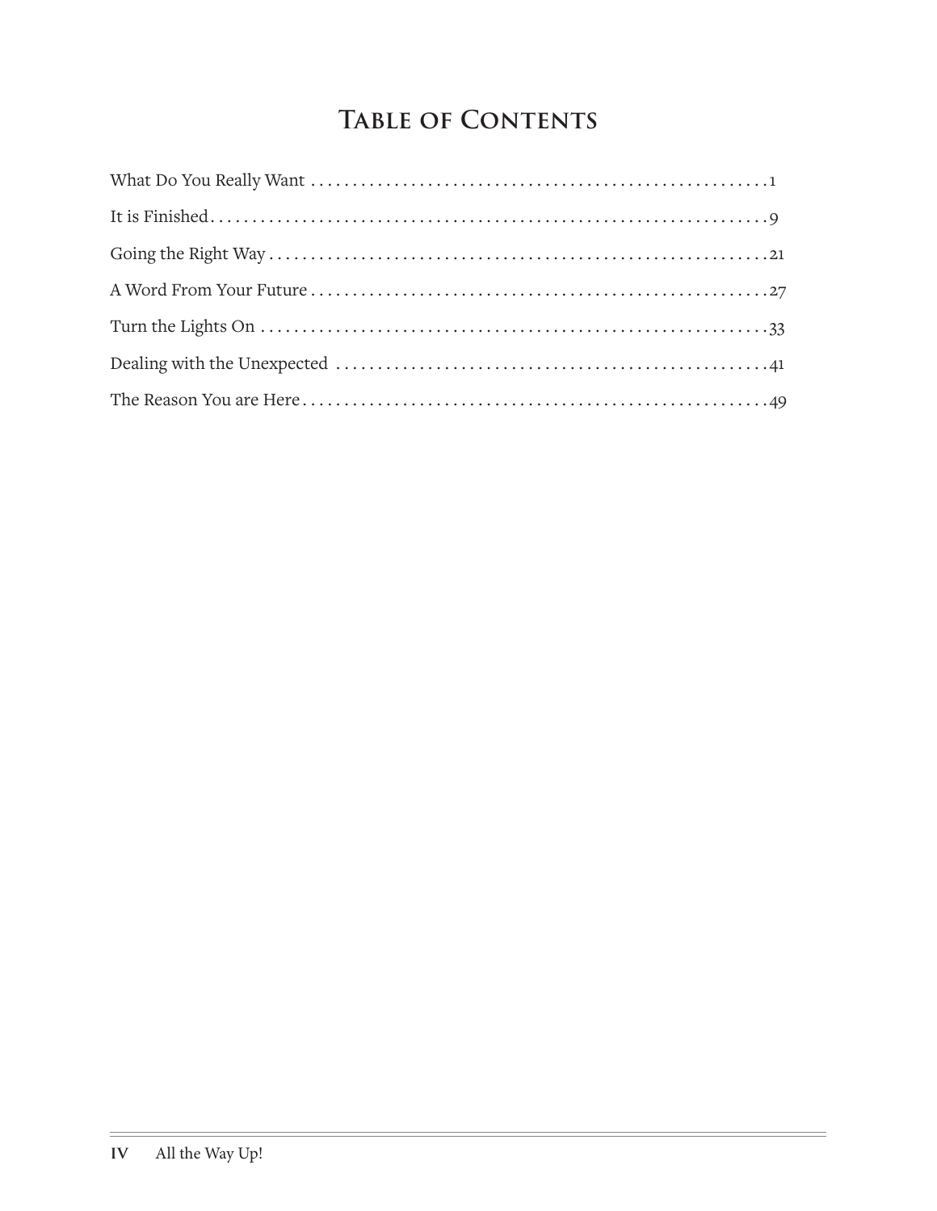# Table of Contents

What Do You Really Want . . . . . . . . . . . . . . . . . . . . . . . . . . . . . . . . . . . . . . . . . . . . . . . . . . . . . . 1

It is Finished . . . . . . . . . . . . . . . . . . . . . . . . . . . . . . . . . . . . . . . . . . . . . . . . . . . . . . . . . . . . . . . . . 9

Going the Right Way . . . . . . . . . . . . . . . . . . . . . . . . . . . . . . . . . . . . . . . . . . . . . . . . . . . . . . . . . . 21

A Word From Your Future . . . . . . . . . . . . . . . . . . . . . . . . . . . . . . . . . . . . . . . . . . . . . . . . . . . . . . 27

Turn the Lights On . . . . . . . . . . . . . . . . . . . . . . . . . . . . . . . . . . . . . . . . . . . . . . . . . . . . . . . . . . . . 33

Dealing with the Unexpected . . . . . . . . . . . . . . . . . . . . . . . . . . . . . . . . . . . . . . . . . . . . . . . . . . . 41

The Reason You are Here . . . . . . . . . . . . . . . . . . . . . . . . . . . . . . . . . . . . . . . . . . . . . . . . . . . . . . . 49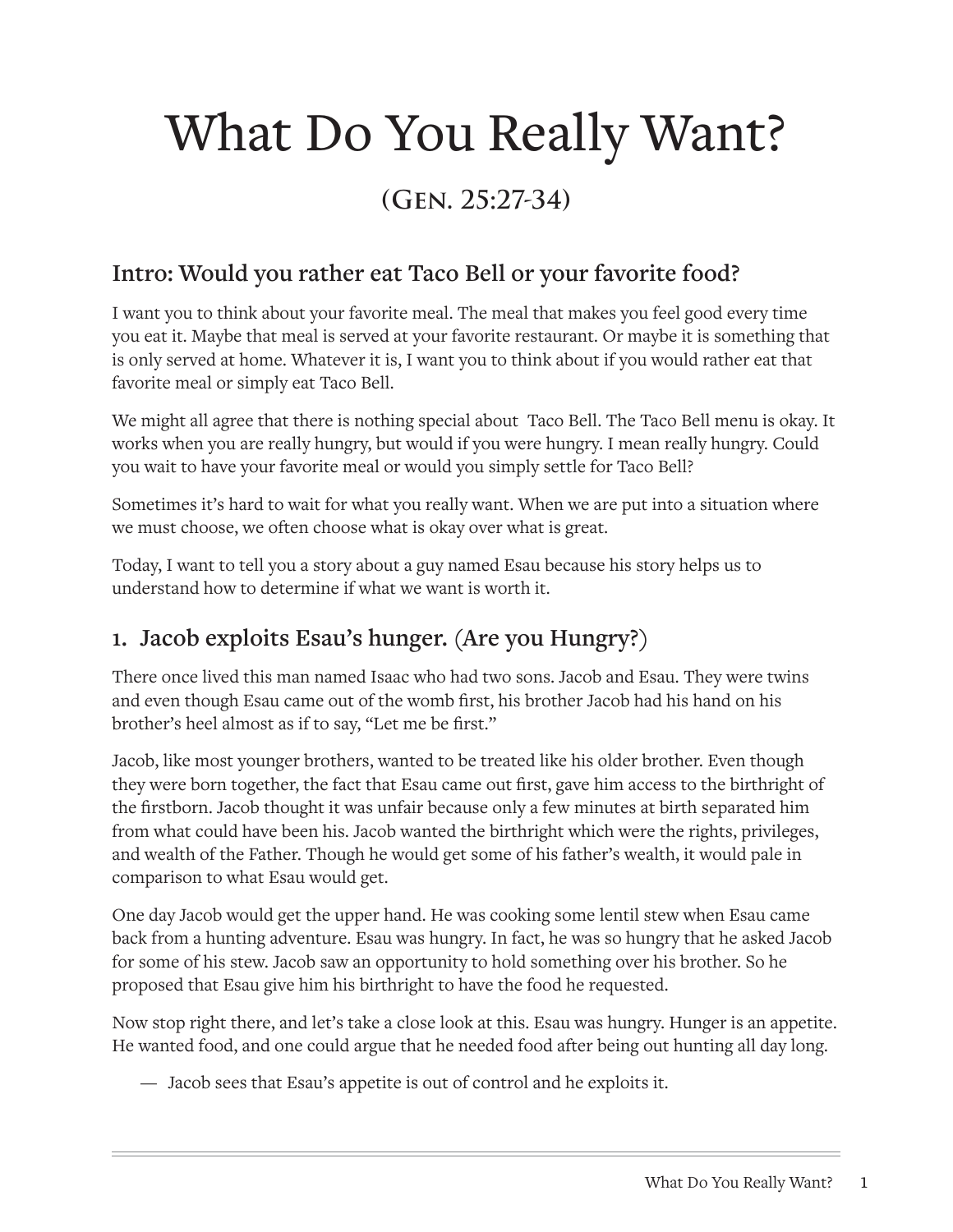# What Do You Really Want?

## (Gen. 25:27-34)

### Intro: Would you rather eat Taco Bell or your favorite food?

I want you to think about your favorite meal. The meal that makes you feel good every time you eat it. Maybe that meal is served at your favorite restaurant. Or maybe it is something that is only served at home. Whatever it is, I want you to think about if you would rather eat that favorite meal or simply eat Taco Bell.

We might all agree that there is nothing special about  Taco Bell. The Taco Bell menu is okay. It works when you are really hungry, but would if you were hungry. I mean really hungry. Could you wait to have your favorite meal or would you simply settle for Taco Bell?

Sometimes it's hard to wait for what you really want. When we are put into a situation where we must choose, we often choose what is okay over what is great.

Today, I want to tell you a story about a guy named Esau because his story helps us to understand how to determine if what we want is worth it.

### 1. Jacob exploits Esau's hunger. (Are you Hungry?)

There once lived this man named Isaac who had two sons. Jacob and Esau. They were twins and even though Esau came out of the womb first, his brother Jacob had his hand on his brother's heel almost as if to say, "Let me be first."

Jacob, like most younger brothers, wanted to be treated like his older brother. Even though they were born together, the fact that Esau came out first, gave him access to the birthright of the firstborn. Jacob thought it was unfair because only a few minutes at birth separated him from what could have been his. Jacob wanted the birthright which were the rights, privileges, and wealth of the Father. Though he would get some of his father's wealth, it would pale in comparison to what Esau would get.

One day Jacob would get the upper hand. He was cooking some lentil stew when Esau came back from a hunting adventure. Esau was hungry. In fact, he was so hungry that he asked Jacob for some of his stew. Jacob saw an opportunity to hold something over his brother. So he proposed that Esau give him his birthright to have the food he requested.

Now stop right there, and let's take a close look at this. Esau was hungry. Hunger is an appetite. He wanted food, and one could argue that he needed food after being out hunting all day long.

— Jacob sees that Esau's appetite is out of control and he exploits it.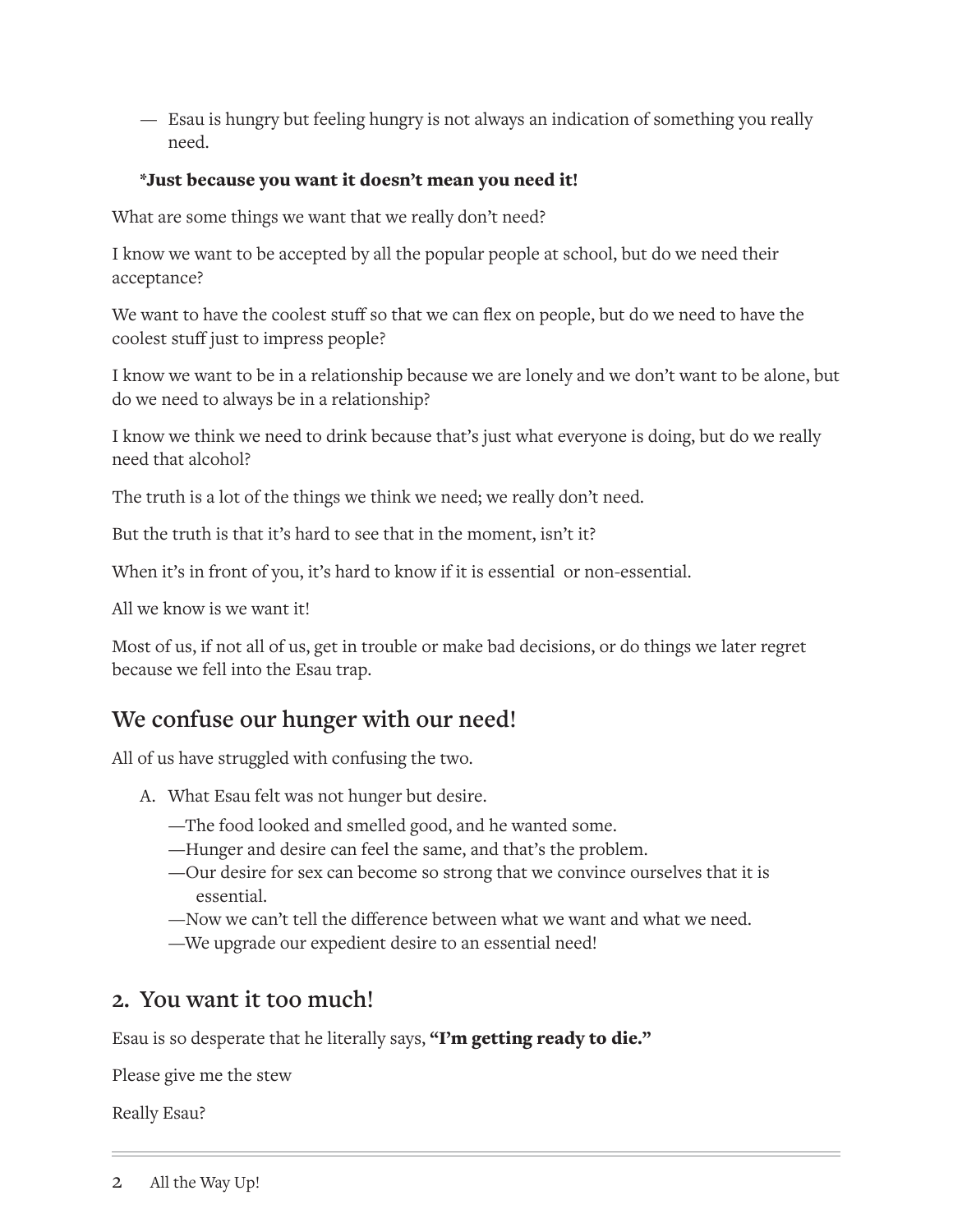— Esau is hungry but feeling hungry is not always an indication of something you really need.

**\*Just because you want it doesn't mean you need it!**

What are some things we want that we really don't need?

I know we want to be accepted by all the popular people at school, but do we need their acceptance?

We want to have the coolest stuff so that we can flex on people, but do we need to have the coolest stuff just to impress people?

I know we want to be in a relationship because we are lonely and we don't want to be alone, but do we need to always be in a relationship?

I know we think we need to drink because that's just what everyone is doing, but do we really need that alcohol?

The truth is a lot of the things we think we need; we really don't need.

But the truth is that it's hard to see that in the moment, isn't it?

When it's in front of you, it's hard to know if it is essential or non-essential.

All we know is we want it!

Most of us, if not all of us, get in trouble or make bad decisions, or do things we later regret because we fell into the Esau trap.

## We confuse our hunger with our need!

All of us have struggled with confusing the two.

A. What Esau felt was not hunger but desire.
   - —The food looked and smelled good, and he wanted some.
   - —Hunger and desire can feel the same, and that's the problem.
   - —Our desire for sex can become so strong that we convince ourselves that it is essential.
   - —Now we can't tell the difference between what we want and what we need.
   - —We upgrade our expedient desire to an essential need!

## 2. You want it too much!

Esau is so desperate that he literally says, **"I'm getting ready to die."**

Please give me the stew

Really Esau?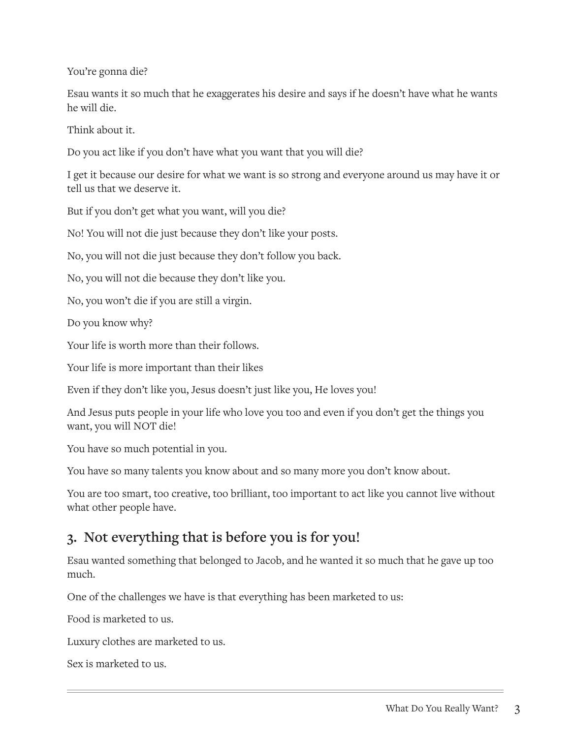You're gonna die?

Esau wants it so much that he exaggerates his desire and says if he doesn't have what he wants he will die.

Think about it.

Do you act like if you don't have what you want that you will die?

I get it because our desire for what we want is so strong and everyone around us may have it or tell us that we deserve it.

But if you don't get what you want, will you die?

No! You will not die just because they don't like your posts.

No, you will not die just because they don't follow you back.

No, you will not die because they don't like you.

No, you won't die if you are still a virgin.

Do you know why?

Your life is worth more than their follows.

Your life is more important than their likes

Even if they don't like you, Jesus doesn't just like you, He loves you!

And Jesus puts people in your life who love you too and even if you don't get the things you want, you will NOT die!

You have so much potential in you.

You have so many talents you know about and so many more you don't know about.

You are too smart, too creative, too brilliant, too important to act like you cannot live without what other people have.

## 3. Not everything that is before you is for you!

Esau wanted something that belonged to Jacob, and he wanted it so much that he gave up too much.

One of the challenges we have is that everything has been marketed to us:

Food is marketed to us.

Luxury clothes are marketed to us.

Sex is marketed to us.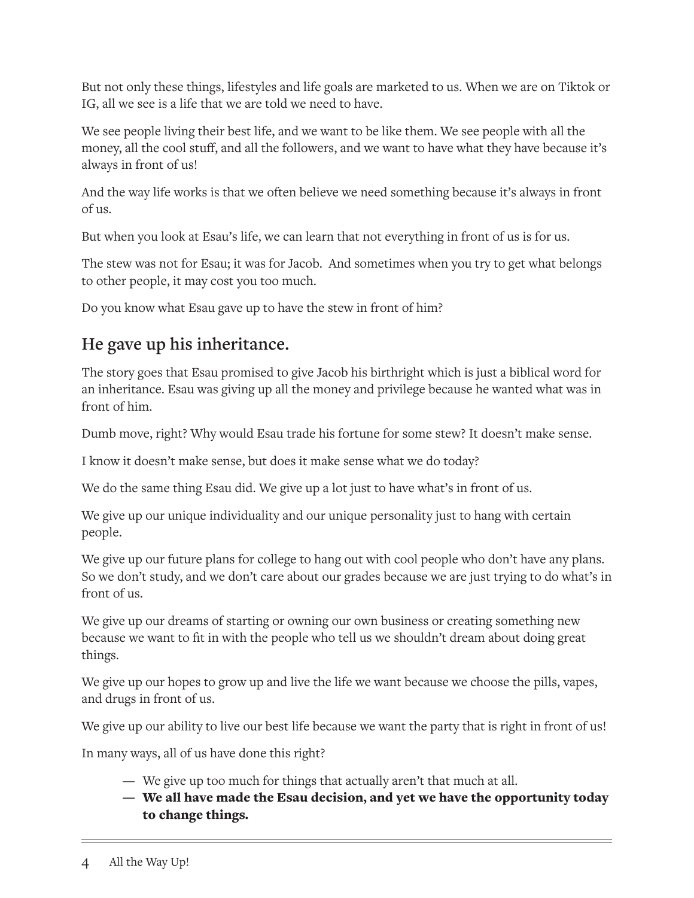But not only these things, lifestyles and life goals are marketed to us. When we are on Tiktok or IG, all we see is a life that we are told we need to have.

We see people living their best life, and we want to be like them. We see people with all the money, all the cool stuff, and all the followers, and we want to have what they have because it's always in front of us!

And the way life works is that we often believe we need something because it's always in front of us.

But when you look at Esau's life, we can learn that not everything in front of us is for us.

The stew was not for Esau; it was for Jacob. And sometimes when you try to get what belongs to other people, it may cost you too much.

Do you know what Esau gave up to have the stew in front of him?

## He gave up his inheritance.

The story goes that Esau promised to give Jacob his birthright which is just a biblical word for an inheritance. Esau was giving up all the money and privilege because he wanted what was in front of him.

Dumb move, right? Why would Esau trade his fortune for some stew? It doesn't make sense.

I know it doesn't make sense, but does it make sense what we do today?

We do the same thing Esau did. We give up a lot just to have what's in front of us.

We give up our unique individuality and our unique personality just to hang with certain people.

We give up our future plans for college to hang out with cool people who don't have any plans. So we don't study, and we don't care about our grades because we are just trying to do what's in front of us.

We give up our dreams of starting or owning our own business or creating something new because we want to fit in with the people who tell us we shouldn't dream about doing great things.

We give up our hopes to grow up and live the life we want because we choose the pills, vapes, and drugs in front of us.

We give up our ability to live our best life because we want the party that is right in front of us!

In many ways, all of us have done this right?

- We give up too much for things that actually aren't that much at all.
- **We all have made the Esau decision, and yet we have the opportunity today to change things.**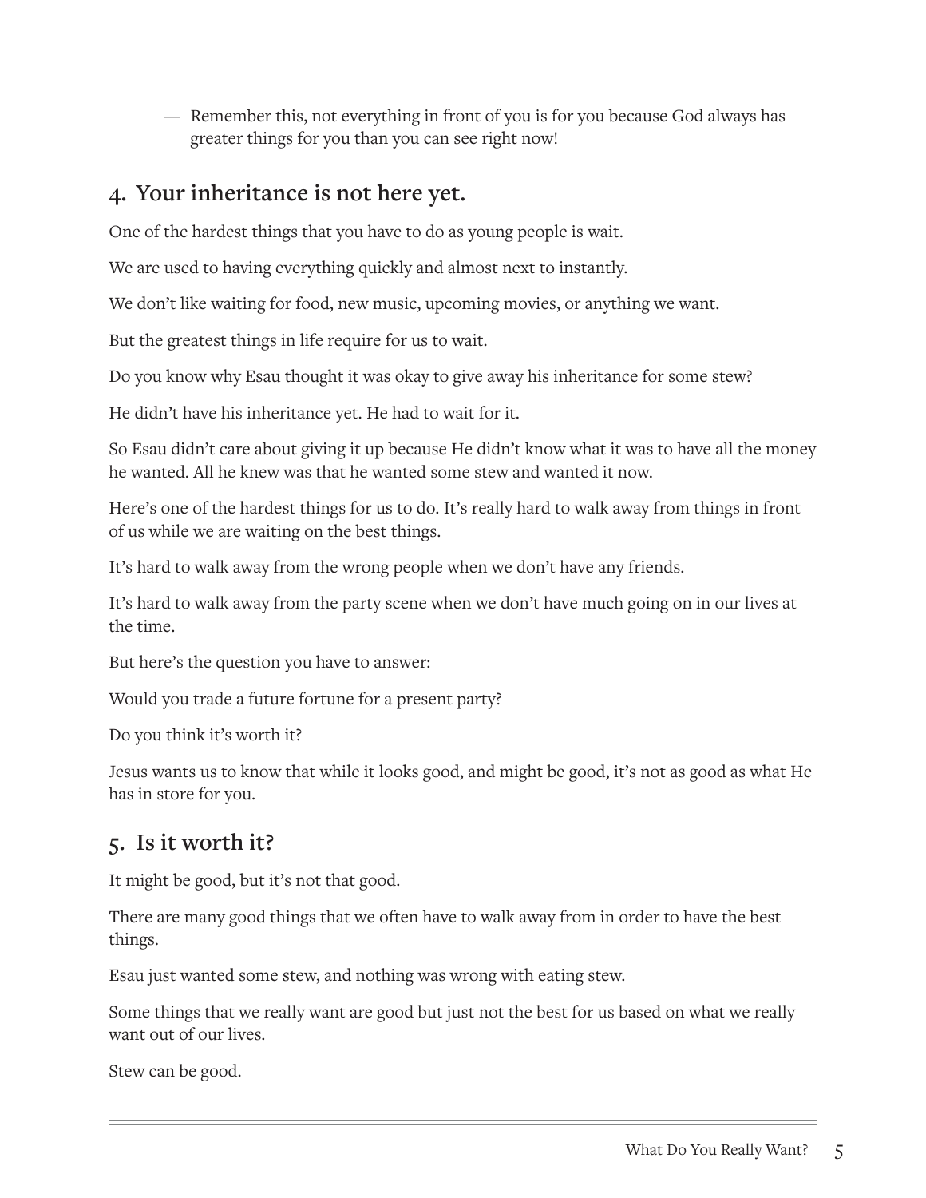— Remember this, not everything in front of you is for you because God always has greater things for you than you can see right now!

## 4. Your inheritance is not here yet.

One of the hardest things that you have to do as young people is wait.

We are used to having everything quickly and almost next to instantly.

We don't like waiting for food, new music, upcoming movies, or anything we want.

But the greatest things in life require for us to wait.

Do you know why Esau thought it was okay to give away his inheritance for some stew?

He didn't have his inheritance yet. He had to wait for it.

So Esau didn't care about giving it up because He didn't know what it was to have all the money he wanted. All he knew was that he wanted some stew and wanted it now.

Here's one of the hardest things for us to do. It's really hard to walk away from things in front of us while we are waiting on the best things.

It's hard to walk away from the wrong people when we don't have any friends.

It's hard to walk away from the party scene when we don't have much going on in our lives at the time.

But here's the question you have to answer:

Would you trade a future fortune for a present party?

Do you think it's worth it?

Jesus wants us to know that while it looks good, and might be good, it's not as good as what He has in store for you.

## 5. Is it worth it?

It might be good, but it's not that good.

There are many good things that we often have to walk away from in order to have the best things.

Esau just wanted some stew, and nothing was wrong with eating stew.

Some things that we really want are good but just not the best for us based on what we really want out of our lives.

Stew can be good.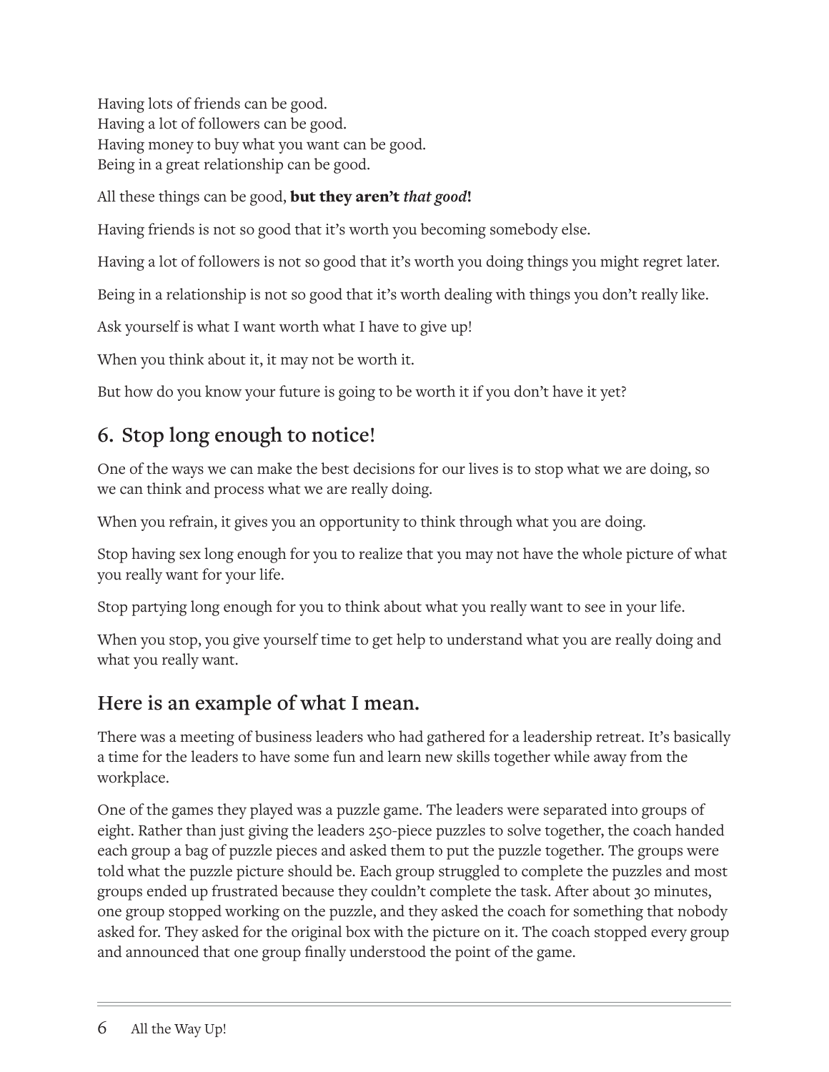Having lots of friends can be good.
Having a lot of followers can be good.
Having money to buy what you want can be good.
Being in a great relationship can be good.

All these things can be good, **but they aren't *that good*!**

Having friends is not so good that it's worth you becoming somebody else.

Having a lot of followers is not so good that it's worth you doing things you might regret later.

Being in a relationship is not so good that it's worth dealing with things you don't really like.

Ask yourself is what I want worth what I have to give up!

When you think about it, it may not be worth it.

But how do you know your future is going to be worth it if you don't have it yet?

## 6. Stop long enough to notice!

One of the ways we can make the best decisions for our lives is to stop what we are doing, so we can think and process what we are really doing.

When you refrain, it gives you an opportunity to think through what you are doing.

Stop having sex long enough for you to realize that you may not have the whole picture of what you really want for your life.

Stop partying long enough for you to think about what you really want to see in your life.

When you stop, you give yourself time to get help to understand what you are really doing and what you really want.

## Here is an example of what I mean.

There was a meeting of business leaders who had gathered for a leadership retreat. It's basically a time for the leaders to have some fun and learn new skills together while away from the workplace.

One of the games they played was a puzzle game. The leaders were separated into groups of eight. Rather than just giving the leaders 250-piece puzzles to solve together, the coach handed each group a bag of puzzle pieces and asked them to put the puzzle together. The groups were told what the puzzle picture should be. Each group struggled to complete the puzzles and most groups ended up frustrated because they couldn't complete the task. After about 30 minutes, one group stopped working on the puzzle, and they asked the coach for something that nobody asked for. They asked for the original box with the picture on it. The coach stopped every group and announced that one group finally understood the point of the game.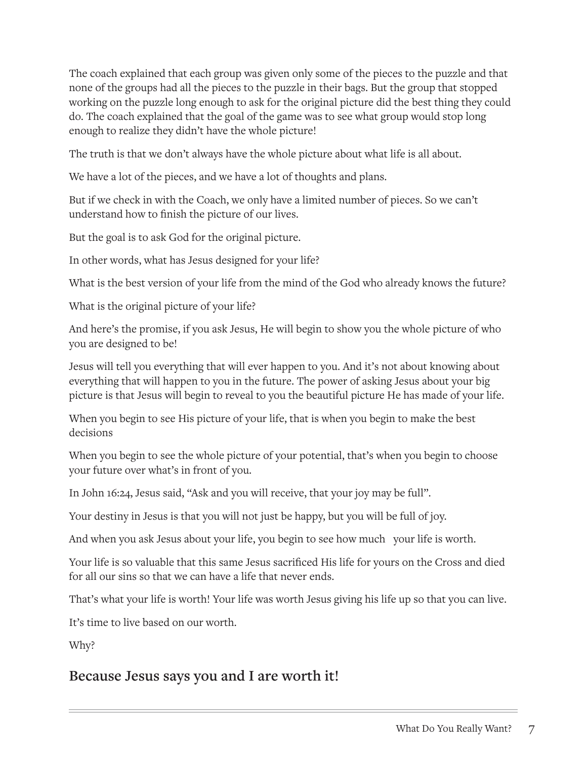The coach explained that each group was given only some of the pieces to the puzzle and that none of the groups had all the pieces to the puzzle in their bags. But the group that stopped working on the puzzle long enough to ask for the original picture did the best thing they could do. The coach explained that the goal of the game was to see what group would stop long enough to realize they didn't have the whole picture!

The truth is that we don't always have the whole picture about what life is all about.

We have a lot of the pieces, and we have a lot of thoughts and plans.

But if we check in with the Coach, we only have a limited number of pieces. So we can't understand how to finish the picture of our lives.

But the goal is to ask God for the original picture.

In other words, what has Jesus designed for your life?

What is the best version of your life from the mind of the God who already knows the future?

What is the original picture of your life?

And here's the promise, if you ask Jesus, He will begin to show you the whole picture of who you are designed to be!

Jesus will tell you everything that will ever happen to you. And it's not about knowing about everything that will happen to you in the future. The power of asking Jesus about your big picture is that Jesus will begin to reveal to you the beautiful picture He has made of your life.

When you begin to see His picture of your life, that is when you begin to make the best decisions

When you begin to see the whole picture of your potential, that's when you begin to choose your future over what's in front of you.

In John 16:24, Jesus said, "Ask and you will receive, that your joy may be full".

Your destiny in Jesus is that you will not just be happy, but you will be full of joy.

And when you ask Jesus about your life, you begin to see how much your life is worth.

Your life is so valuable that this same Jesus sacrificed His life for yours on the Cross and died for all our sins so that we can have a life that never ends.

That's what your life is worth! Your life was worth Jesus giving his life up so that you can live.

It's time to live based on our worth.

Why?

## Because Jesus says you and I are worth it!